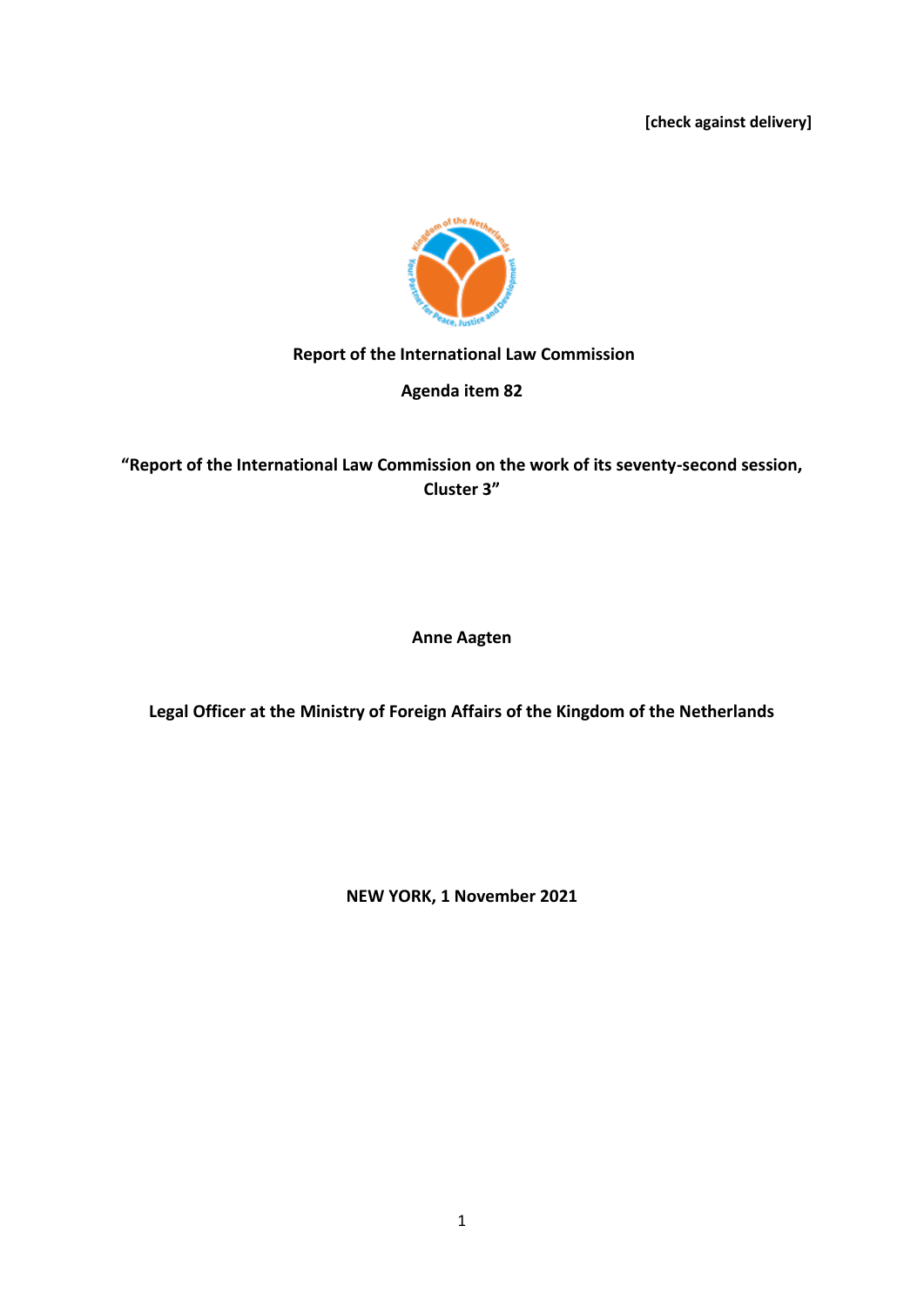**[check against delivery]**

**Report of the International Law Commission**

**Agenda item 82**

**"Report of the International Law Commission on the work of its seventy-second session, Cluster 3"**

**Anne Aagten**

**Legal Officer at the Ministry of Foreign Affairs of the Kingdom of the Netherlands**

**NEW YORK, 1 November 2021**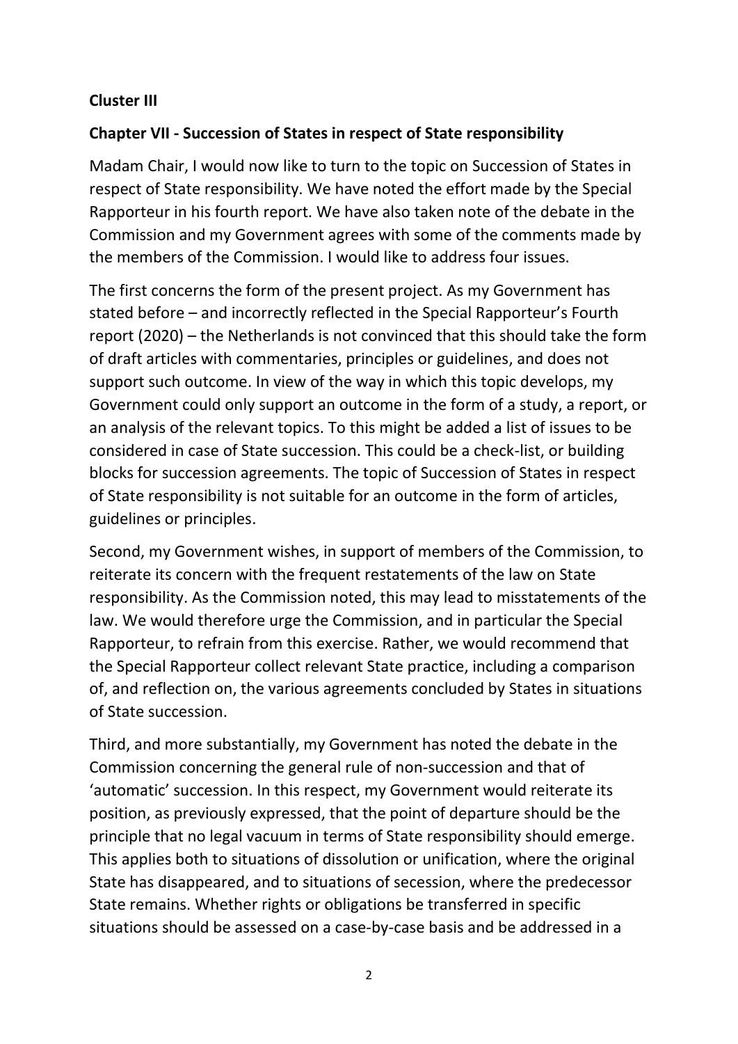**Cluster III**

**Chapter VII - Succession of States in respect of State responsibility**

Madam Chair, I would now like to turn to the topic on Succession of States in respect of State responsibility. We have noted the effort made by the Special Rapporteur in his fourth report. We have also taken note of the debate in the Commission and my Government agrees with some of the comments made by the members of the Commission. I would like to address four issues.

The first concerns the form of the present project. As my Government has stated before – and incorrectly reflected in the Special Rapporteur's Fourth report (2020) – the Netherlands is not convinced that this should take the form of draft articles with commentaries, principles or guidelines, and does not support such outcome. In view of the way in which this topic develops, my Government could only support an outcome in the form of a study, a report, or an analysis of the relevant topics. To this might be added a list of issues to be considered in case of State succession. This could be a check-list, or building blocks for succession agreements. The topic of Succession of States in respect of State responsibility is not suitable for an outcome in the form of articles, guidelines or principles.

Second, my Government wishes, in support of members of the Commission, to reiterate its concern with the frequent restatements of the law on State responsibility. As the Commission noted, this may lead to misstatements of the law. We would therefore urge the Commission, and in particular the Special Rapporteur, to refrain from this exercise. Rather, we would recommend that the Special Rapporteur collect relevant State practice, including a comparison of, and reflection on, the various agreements concluded by States in situations of State succession.

Third, and more substantially, my Government has noted the debate in the Commission concerning the general rule of non-succession and that of 'automatic' succession. In this respect, my Government would reiterate its position, as previously expressed, that the point of departure should be the principle that no legal vacuum in terms of State responsibility should emerge. This applies both to situations of dissolution or unification, where the original State has disappeared, and to situations of secession, where the predecessor State remains. Whether rights or obligations be transferred in specific situations should be assessed on a case-by-case basis and be addressed in a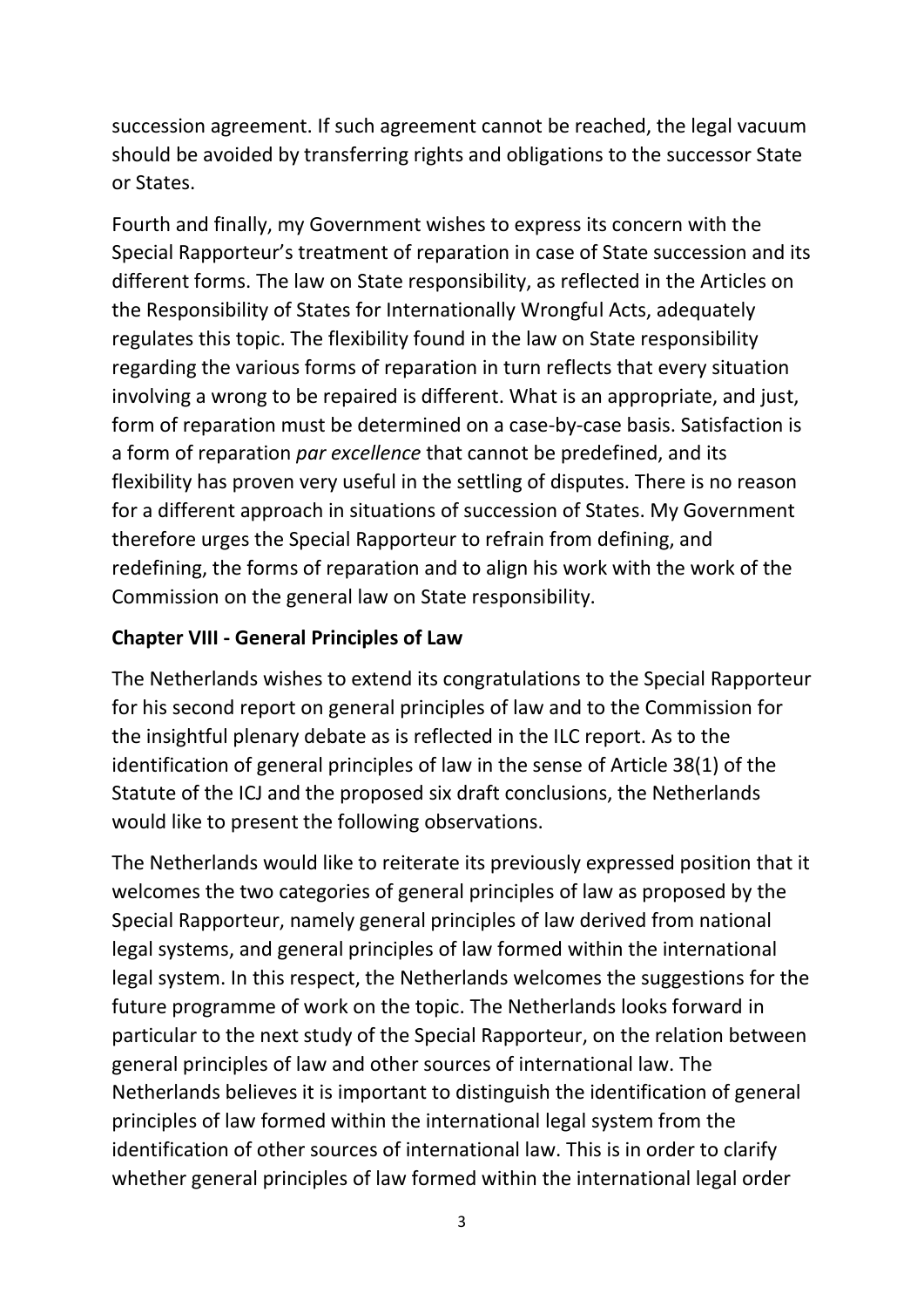succession agreement. If such agreement cannot be reached, the legal vacuum should be avoided by transferring rights and obligations to the successor State or States.

Fourth and finally, my Government wishes to express its concern with the Special Rapporteur's treatment of reparation in case of State succession and its different forms. The law on State responsibility, as reflected in the Articles on the Responsibility of States for Internationally Wrongful Acts, adequately regulates this topic. The flexibility found in the law on State responsibility regarding the various forms of reparation in turn reflects that every situation involving a wrong to be repaired is different. What is an appropriate, and just, form of reparation must be determined on a case-by-case basis. Satisfaction is a form of reparation *par excellence* that cannot be predefined, and its flexibility has proven very useful in the settling of disputes. There is no reason for a different approach in situations of succession of States. My Government therefore urges the Special Rapporteur to refrain from defining, and redefining, the forms of reparation and to align his work with the work of the Commission on the general law on State responsibility.

**Chapter VIII - General Principles of Law**

The Netherlands wishes to extend its congratulations to the Special Rapporteur for his second report on general principles of law and to the Commission for the insightful plenary debate as is reflected in the ILC report. As to the identification of general principles of law in the sense of Article 38(1) of the Statute of the ICJ and the proposed six draft conclusions, the Netherlands would like to present the following observations.

The Netherlands would like to reiterate its previously expressed position that it welcomes the two categories of general principles of law as proposed by the Special Rapporteur, namely general principles of law derived from national legal systems, and general principles of law formed within the international legal system. In this respect, the Netherlands welcomes the suggestions for the future programme of work on the topic. The Netherlands looks forward in particular to the next study of the Special Rapporteur, on the relation between general principles of law and other sources of international law. The Netherlands believes it is important to distinguish the identification of general principles of law formed within the international legal system from the identification of other sources of international law. This is in order to clarify whether general principles of law formed within the international legal order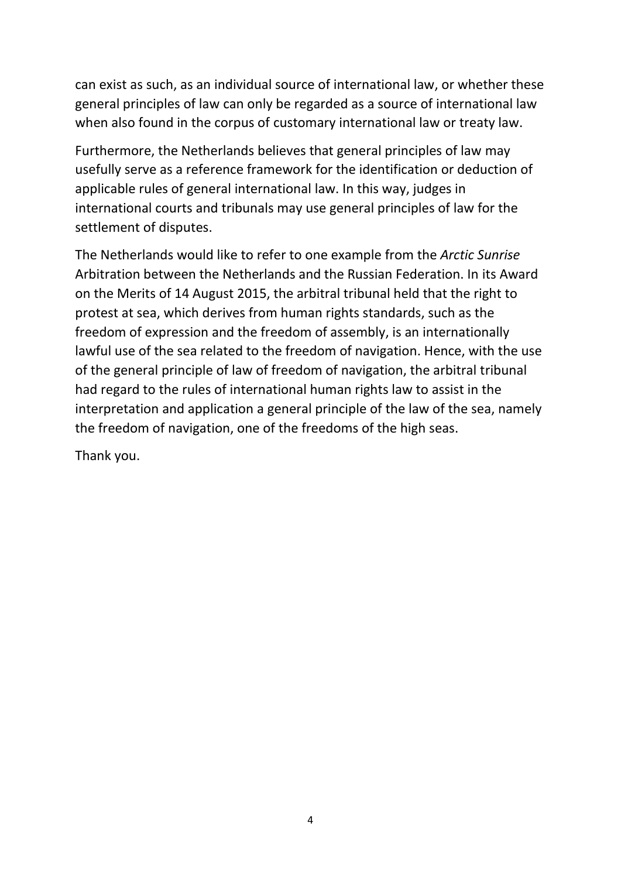can exist as such, as an individual source of international law, or whether these general principles of law can only be regarded as a source of international law when also found in the corpus of customary international law or treaty law.

Furthermore, the Netherlands believes that general principles of law may usefully serve as a reference framework for the identification or deduction of applicable rules of general international law. In this way, judges in international courts and tribunals may use general principles of law for the settlement of disputes.

The Netherlands would like to refer to one example from the *Arctic Sunrise* Arbitration between the Netherlands and the Russian Federation. In its Award on the Merits of 14 August 2015, the arbitral tribunal held that the right to protest at sea, which derives from human rights standards, such as the freedom of expression and the freedom of assembly, is an internationally lawful use of the sea related to the freedom of navigation. Hence, with the use of the general principle of law of freedom of navigation, the arbitral tribunal had regard to the rules of international human rights law to assist in the interpretation and application a general principle of the law of the sea, namely the freedom of navigation, one of the freedoms of the high seas.

Thank you.